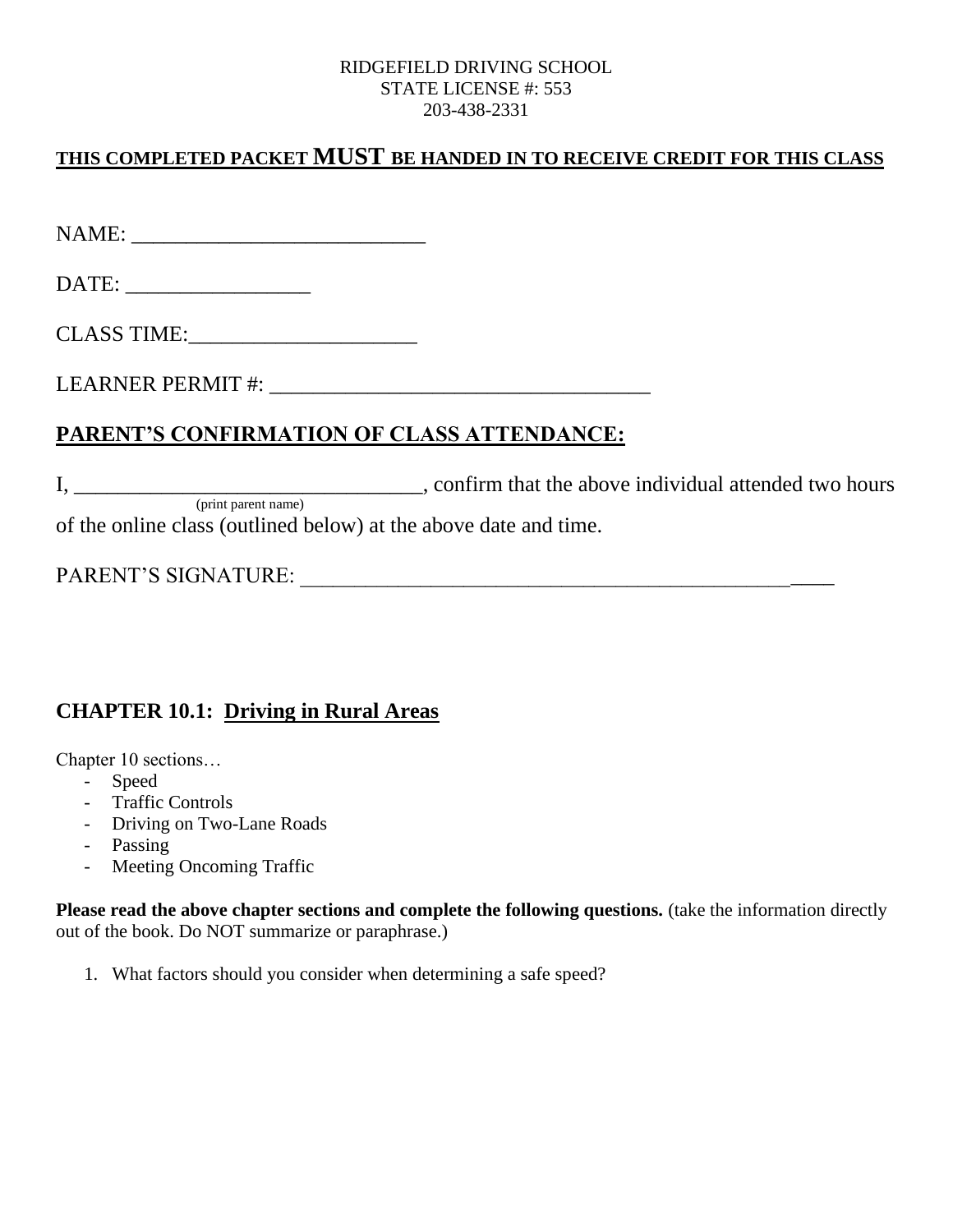RIDGEFIELD DRIVING SCHOOL
STATE LICENSE #: 553
203-438-2331

**THIS COMPLETED PACKET MUST BE HANDED IN TO RECEIVE CREDIT FOR THIS CLASS**

NAME: ___________________________

DATE: _________________

CLASS TIME:_____________________

LEARNER PERMIT #: ___________________________________

## PARENT'S CONFIRMATION OF CLASS ATTENDANCE:

I, ________________________________, confirm that the above individual attended two hours
(print parent name)
of the online class (outlined below) at the above date and time.

PARENT'S SIGNATURE: _____________________________________________________

## CHAPTER 10.1: Driving in Rural Areas

Chapter 10 sections…

- Speed
- Traffic Controls
- Driving on Two-Lane Roads
- Passing
- Meeting Oncoming Traffic

**Please read the above chapter sections and complete the following questions.** (take the information directly out of the book. Do NOT summarize or paraphrase.)

1. What factors should you consider when determining a safe speed?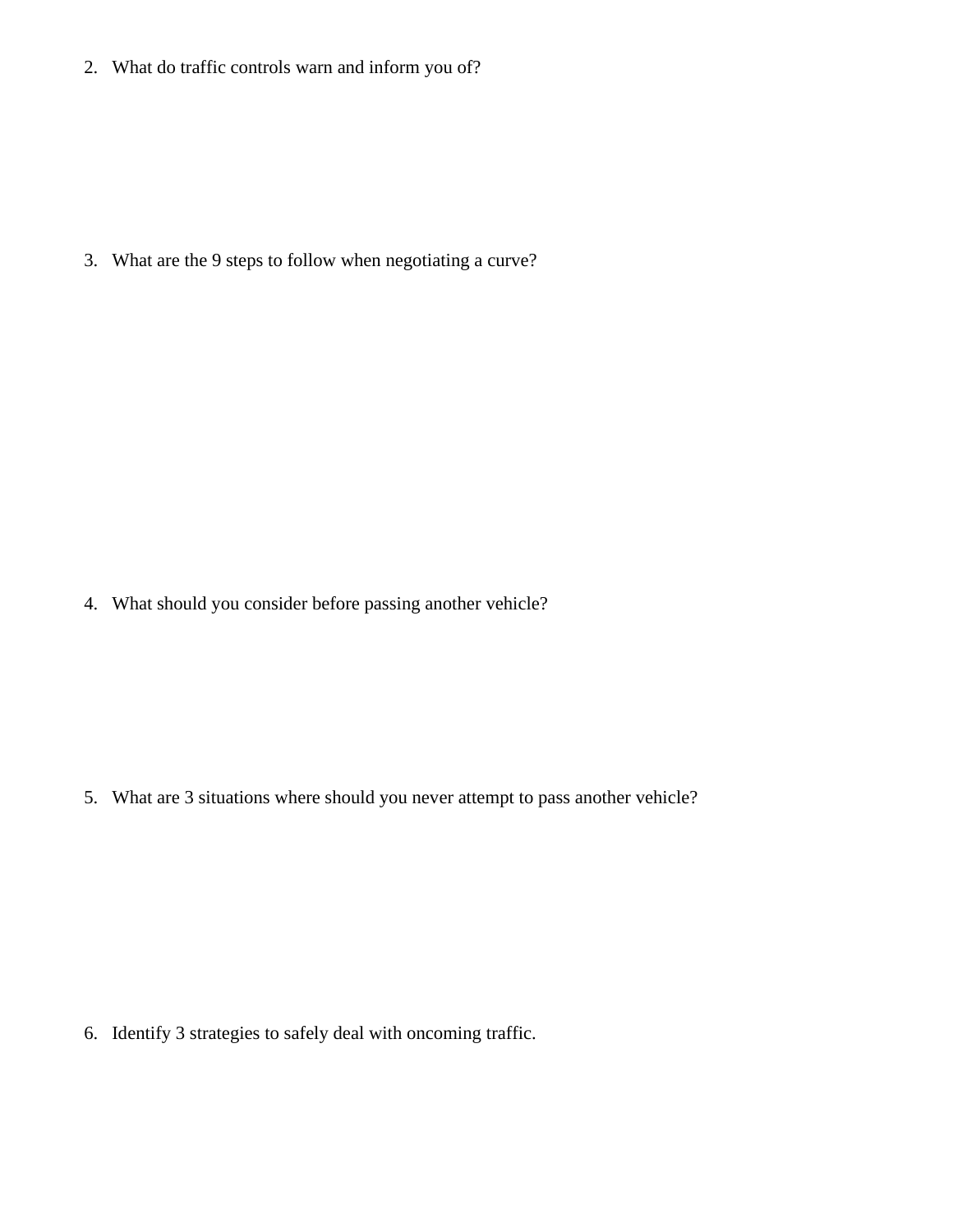2. What do traffic controls warn and inform you of?

3. What are the 9 steps to follow when negotiating a curve?

4. What should you consider before passing another vehicle?

5. What are 3 situations where should you never attempt to pass another vehicle?

6. Identify 3 strategies to safely deal with oncoming traffic.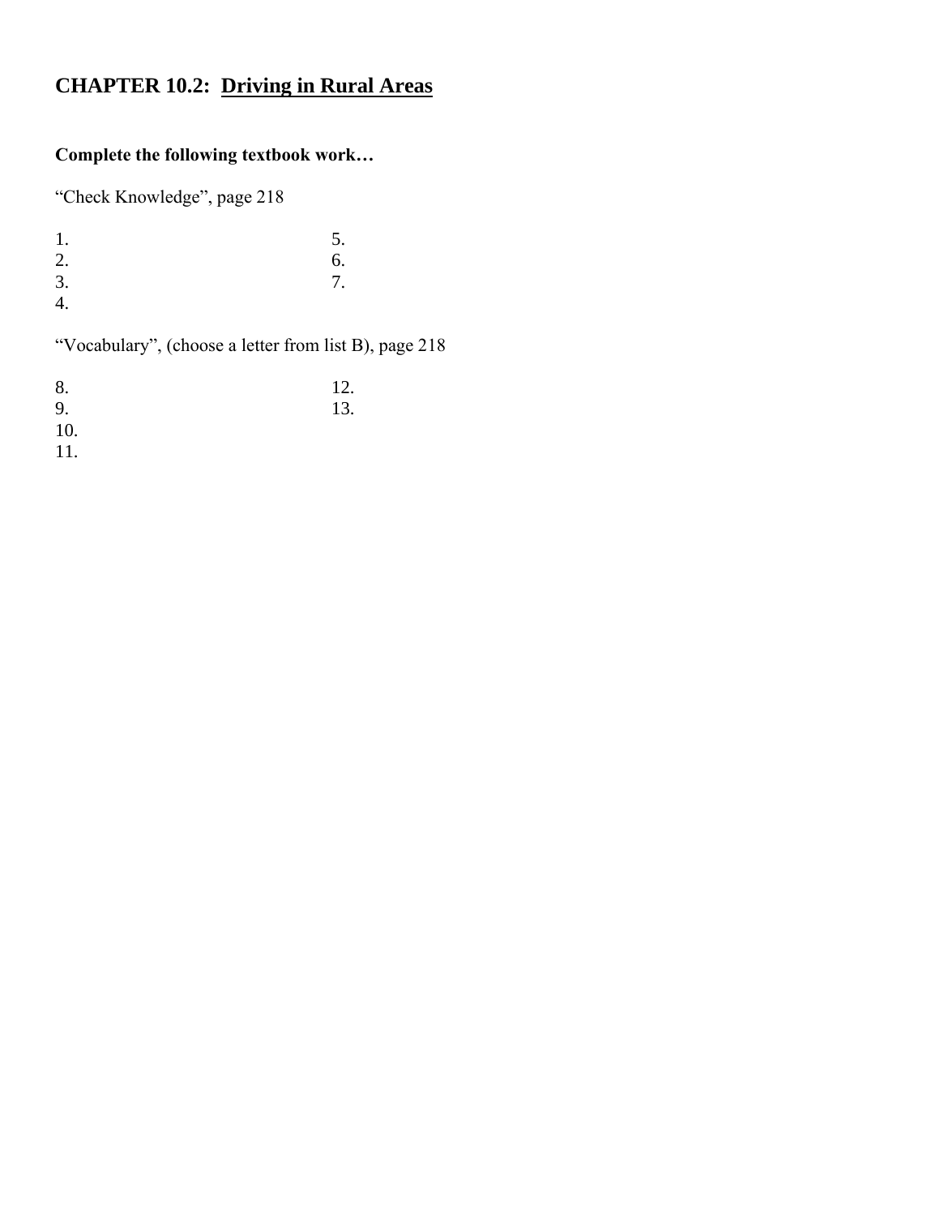# CHAPTER 10.2: <u>Driving in Rural Areas</u>

**Complete the following textbook work…**

"Check Knowledge", page 218

1.
2.
3.
4.
5.
6.
7.

"Vocabulary", (choose a letter from list B), page 218

8.
9.
10.
11.
12.
13.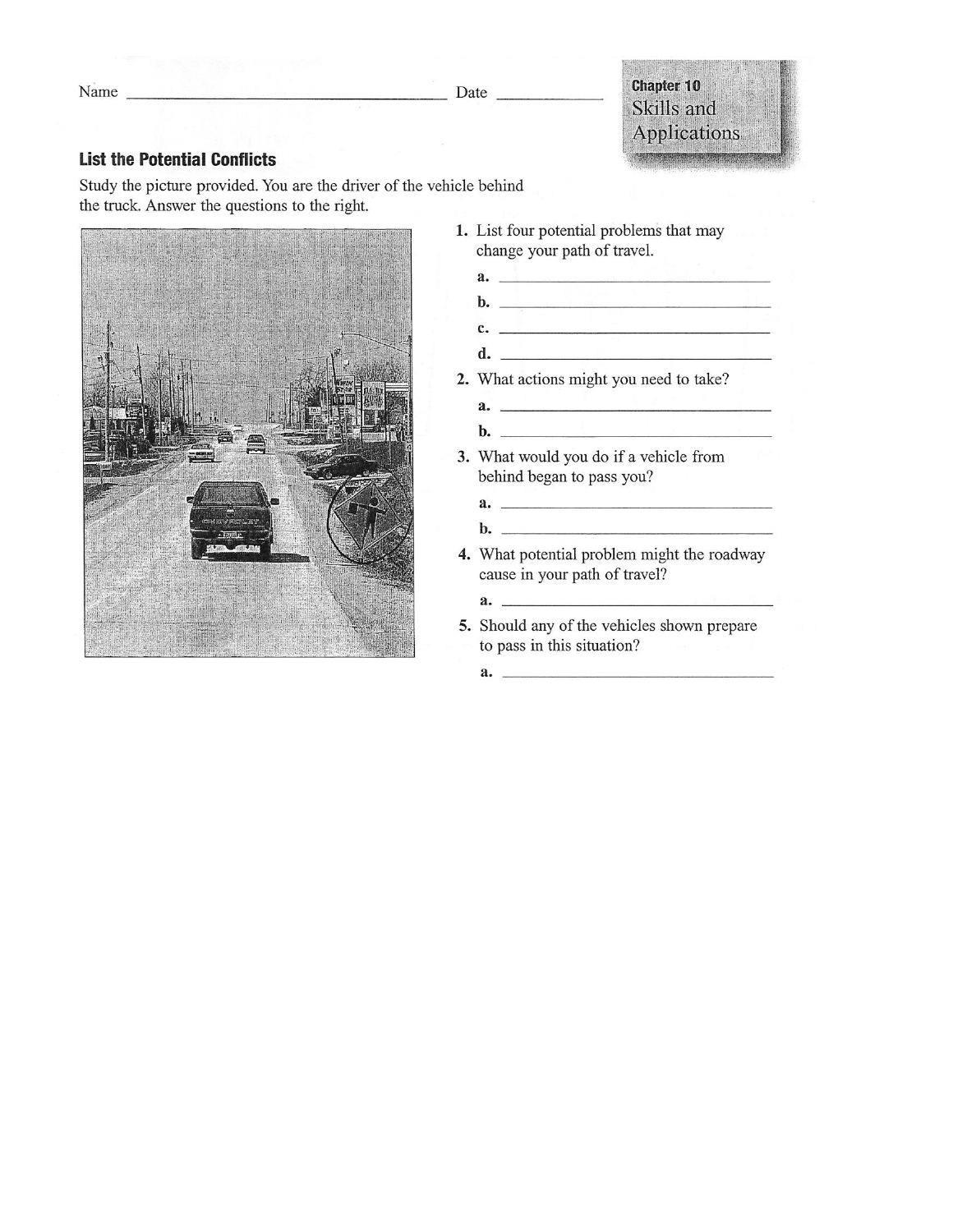Name _________________________________ Date ___________

**Chapter 10**
Skills and Applications

## List the Potential Conflicts

Study the picture provided. You are the driver of the vehicle behind the truck. Answer the questions to the right.

1. List four potential problems that may change your path of travel.
   a. ________________________________
   b. ________________________________
   c. ________________________________
   d. ________________________________
2. What actions might you need to take?
   a. ________________________________
   b. ________________________________
3. What would you do if a vehicle from behind began to pass you?
   a. ________________________________
   b. ________________________________
4. What potential problem might the roadway cause in your path of travel?
   a. ________________________________
5. Should any of the vehicles shown prepare to pass in this situation?
   a. ________________________________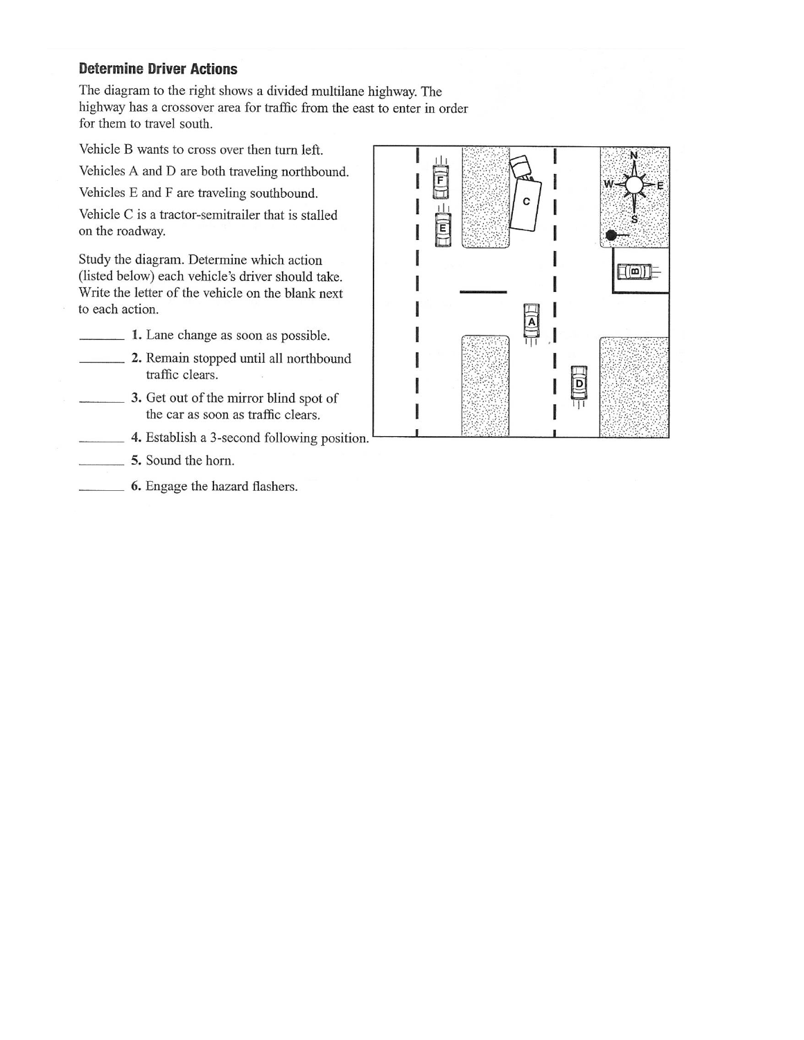## Determine Driver Actions

The diagram to the right shows a divided multilane highway. The highway has a crossover area for traffic from the east to enter in order for them to travel south.

Vehicle B wants to cross over then turn left.

Vehicles A and D are both traveling northbound.

Vehicles E and F are traveling southbound.

Vehicle C is a tractor-semitrailer that is stalled on the roadway.

Study the diagram. Determine which action (listed below) each vehicle's driver should take. Write the letter of the vehicle on the blank next to each action.

_______ **1.** Lane change as soon as possible.

_______ **2.** Remain stopped until all northbound traffic clears.

_______ **3.** Get out of the mirror blind spot of the car as soon as traffic clears.

_______ **4.** Establish a 3-second following position.

_______ **5.** Sound the horn.

_______ **6.** Engage the hazard flashers.

N

W

E

S

F

E

C

B

A

D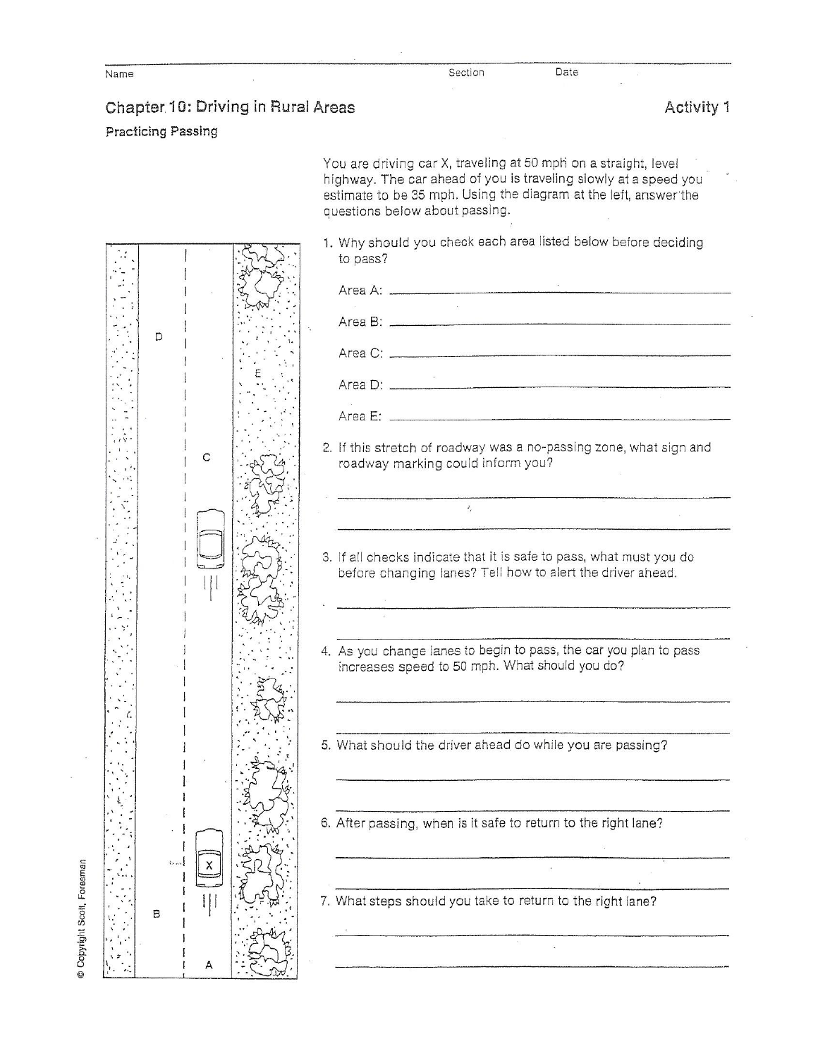Name Section Date

## Chapter 10: Driving in Rural Areas

**Activity 1**

### Practicing Passing

You are driving car X, traveling at 50 mph on a straight, level highway. The car ahead of you is traveling slowly at a speed you estimate to be 35 mph. Using the diagram at the left, answer the questions below about passing.

D

E

C

X

B

A

1. Why should you check each area listed below before deciding to pass?

   Area A: \_\_\_\_\_\_\_\_\_\_\_\_\_\_\_\_\_\_\_\_\_\_\_\_\_\_\_\_\_\_

   Area B: \_\_\_\_\_\_\_\_\_\_\_\_\_\_\_\_\_\_\_\_\_\_\_\_\_\_\_\_\_\_

   Area C: \_\_\_\_\_\_\_\_\_\_\_\_\_\_\_\_\_\_\_\_\_\_\_\_\_\_\_\_\_\_

   Area D: \_\_\_\_\_\_\_\_\_\_\_\_\_\_\_\_\_\_\_\_\_\_\_\_\_\_\_\_\_\_

   Area E: \_\_\_\_\_\_\_\_\_\_\_\_\_\_\_\_\_\_\_\_\_\_\_\_\_\_\_\_\_\_

2. If this stretch of roadway was a no-passing zone, what sign and roadway marking could inform you?

3. If all checks indicate that it is safe to pass, what must you do before changing lanes? Tell how to alert the driver ahead.

4. As you change lanes to begin to pass, the car you plan to pass increases speed to 50 mph. What should you do?

5. What should the driver ahead do while you are passing?

6. After passing, when is it safe to return to the right lane?

7. What steps should you take to return to the right lane?

© Copyright Scott, Foresman